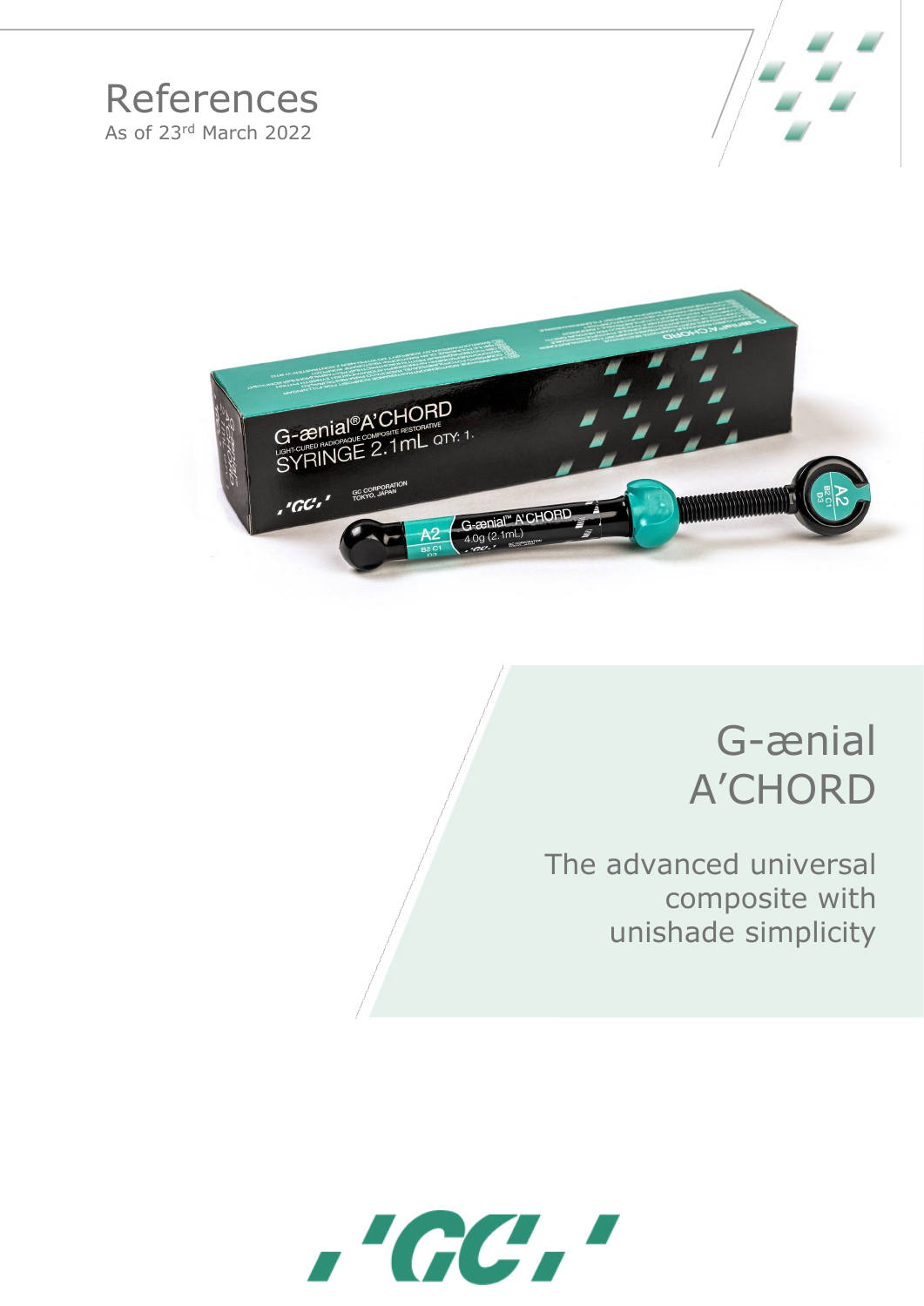# References

As of 23rd March 2022

# G-ænial A'CHORD

The advanced universal composite with unishade simplicity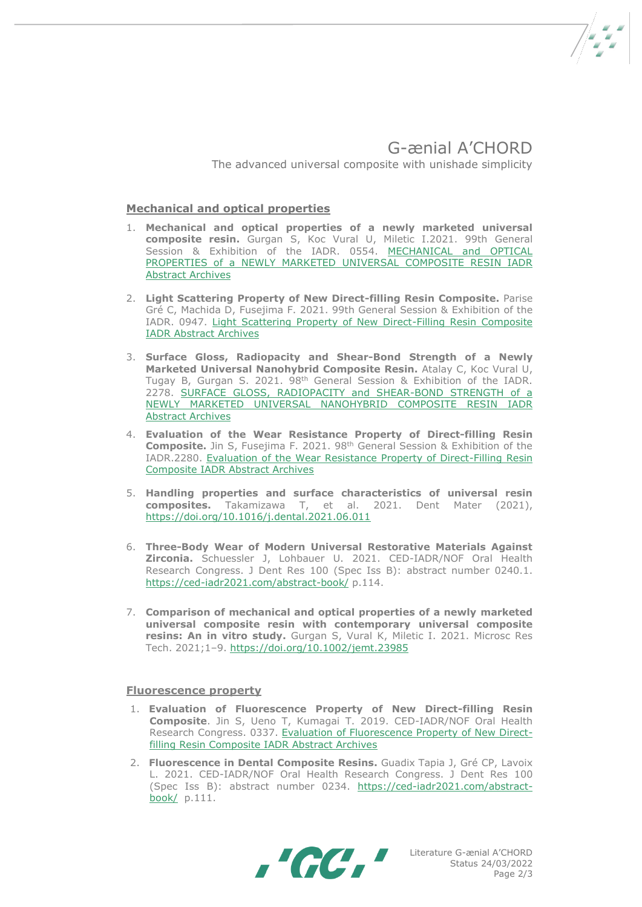# G-ænial A'CHORD

The advanced universal composite with unishade simplicity

## Mechanical and optical properties

1. **Mechanical and optical properties of a newly marketed universal composite resin.** Gurgan S, Koc Vural U, Miletic I.2021. 99th General Session & Exhibition of the IADR. 0554. MECHANICAL and OPTICAL PROPERTIES of a NEWLY MARKETED UNIVERSAL COMPOSITE RESIN IADR Abstract Archives

2. **Light Scattering Property of New Direct-filling Resin Composite.** Parise Gré C, Machida D, Fusejima F. 2021. 99th General Session & Exhibition of the IADR. 0947. Light Scattering Property of New Direct-Filling Resin Composite IADR Abstract Archives

3. **Surface Gloss, Radiopacity and Shear-Bond Strength of a Newly Marketed Universal Nanohybrid Composite Resin.** Atalay C, Koc Vural U, Tugay B, Gurgan S. 2021. 98th General Session & Exhibition of the IADR. 2278. SURFACE GLOSS, RADIOPACITY and SHEAR-BOND STRENGTH of a NEWLY MARKETED UNIVERSAL NANOHYBRID COMPOSITE RESIN IADR Abstract Archives

4. **Evaluation of the Wear Resistance Property of Direct-filling Resin Composite.** Jin S, Fusejima F. 2021. 98th General Session & Exhibition of the IADR.2280. Evaluation of the Wear Resistance Property of Direct-Filling Resin Composite IADR Abstract Archives

5. **Handling properties and surface characteristics of universal resin composites.** Takamizawa T, et al. 2021. Dent Mater (2021), https://doi.org/10.1016/j.dental.2021.06.011

6. **Three-Body Wear of Modern Universal Restorative Materials Against Zirconia.** Schuessler J, Lohbauer U. 2021. CED-IADR/NOF Oral Health Research Congress. J Dent Res 100 (Spec Iss B): abstract number 0240.1. https://ced-iadr2021.com/abstract-book/ p.114.

7. **Comparison of mechanical and optical properties of a newly marketed universal composite resin with contemporary universal composite resins: An in vitro study.** Gurgan S, Vural K, Miletic I. 2021. Microsc Res Tech. 2021;1–9. https://doi.org/10.1002/jemt.23985

## Fluorescence property

1. **Evaluation of Fluorescence Property of New Direct-filling Resin Composite**. Jin S, Ueno T, Kumagai T. 2019. CED-IADR/NOF Oral Health Research Congress. 0337. Evaluation of Fluorescence Property of New Direct-filling Resin Composite IADR Abstract Archives

2. **Fluorescence in Dental Composite Resins.** Guadix Tapia J, Gré CP, Lavoix L. 2021. CED-IADR/NOF Oral Health Research Congress. J Dent Res 100 (Spec Iss B): abstract number 0234. https://ced-iadr2021.com/abstract-book/ p.111.

Literature G-ænial A'CHORD
Status 24/03/2022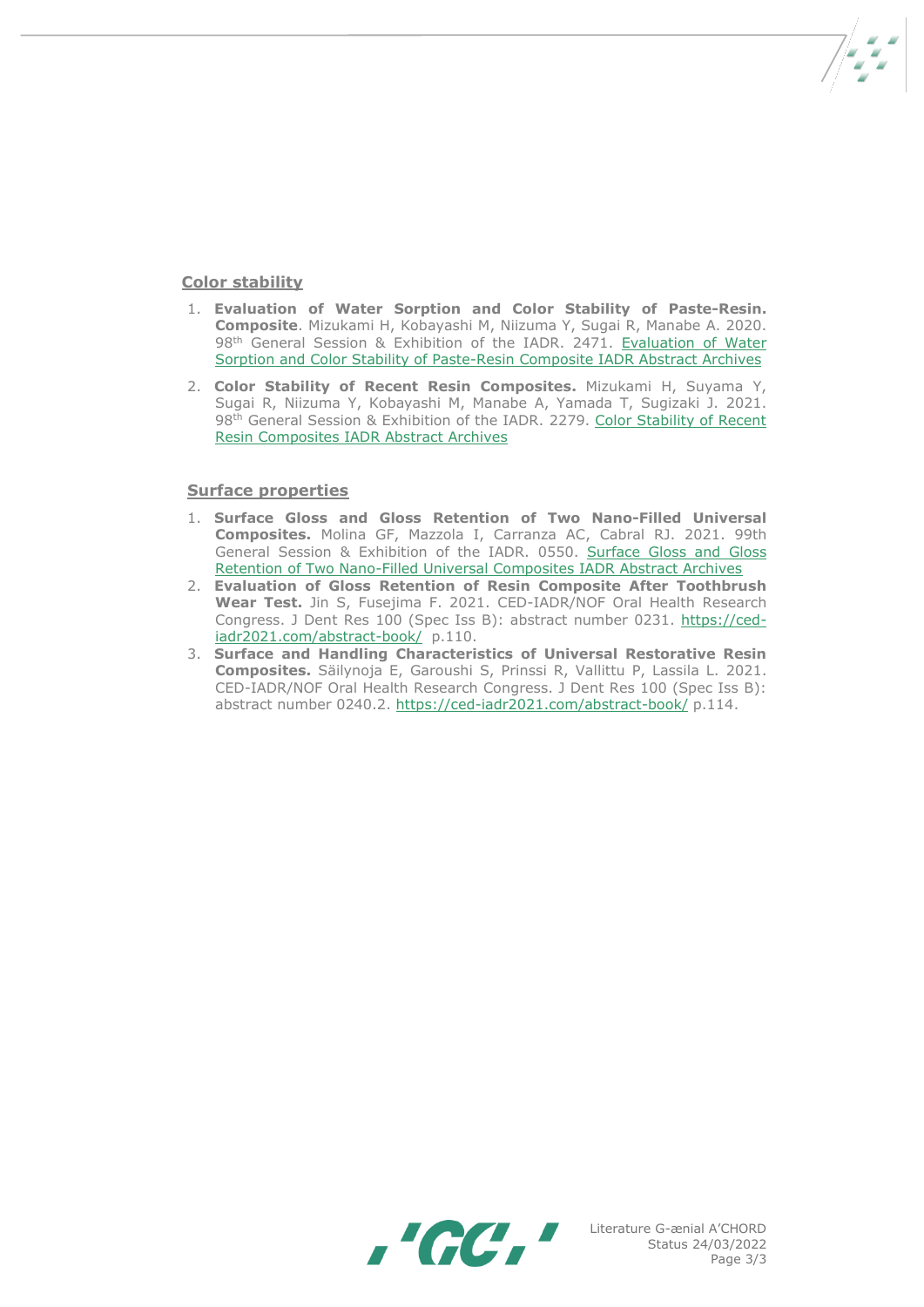## Color stability

1. **Evaluation of Water Sorption and Color Stability of Paste-Resin. Composite**. Mizukami H, Kobayashi M, Niizuma Y, Sugai R, Manabe A. 2020. 98th General Session & Exhibition of the IADR. 2471. Evaluation of Water Sorption and Color Stability of Paste-Resin Composite IADR Abstract Archives

2. **Color Stability of Recent Resin Composites.** Mizukami H, Suyama Y, Sugai R, Niizuma Y, Kobayashi M, Manabe A, Yamada T, Sugizaki J. 2021. 98th General Session & Exhibition of the IADR. 2279. Color Stability of Recent Resin Composites IADR Abstract Archives

## Surface properties

1. **Surface Gloss and Gloss Retention of Two Nano-Filled Universal Composites.** Molina GF, Mazzola I, Carranza AC, Cabral RJ. 2021. 99th General Session & Exhibition of the IADR. 0550. Surface Gloss and Gloss Retention of Two Nano-Filled Universal Composites IADR Abstract Archives
2. **Evaluation of Gloss Retention of Resin Composite After Toothbrush Wear Test.** Jin S, Fusejima F. 2021. CED-IADR/NOF Oral Health Research Congress. J Dent Res 100 (Spec Iss B): abstract number 0231. https://ced-iadr2021.com/abstract-book/ p.110.
3. **Surface and Handling Characteristics of Universal Restorative Resin Composites.** Säilynoja E, Garoushi S, Prinssi R, Vallittu P, Lassila L. 2021. CED-IADR/NOF Oral Health Research Congress. J Dent Res 100 (Spec Iss B): abstract number 0240.2. https://ced-iadr2021.com/abstract-book/ p.114.

Literature G-ænial A'CHORD
Status 24/03/2022